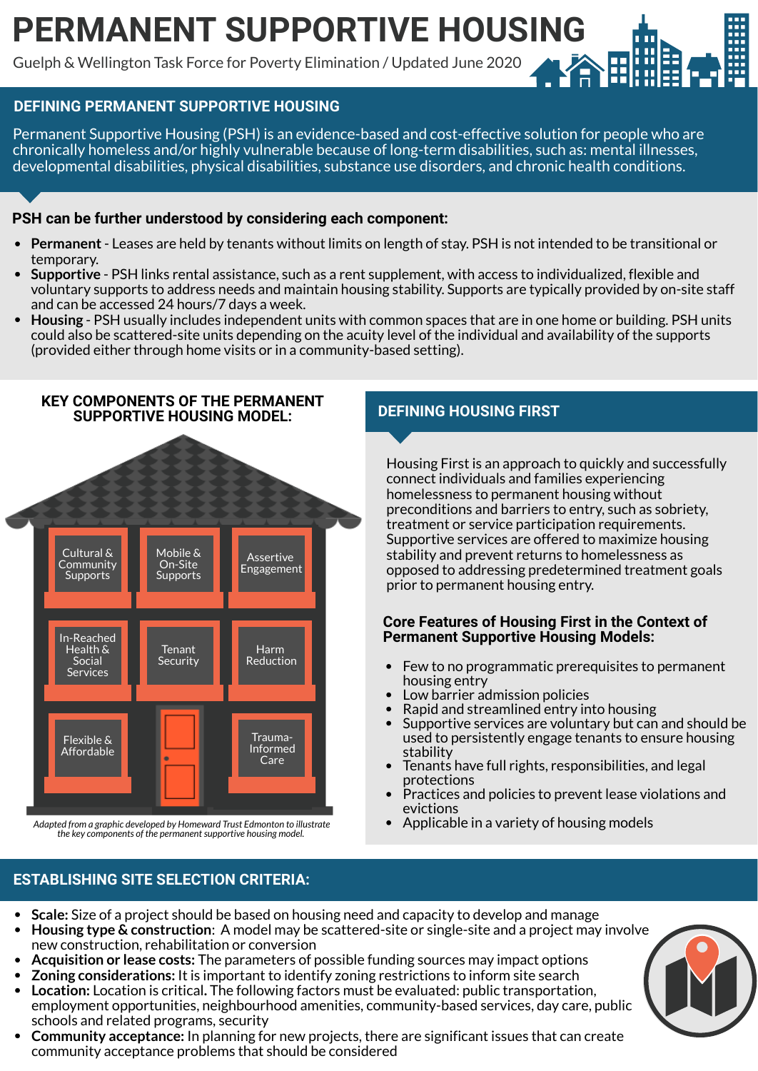# PERMANENT SUPPORTIVE HOUSING

Guelph & Wellington Task Force for Poverty Elimination / Updated June 2020

## DEFINING PERMANENT SUPPORTIVE HOUSING

Permanent Supportive Housing (PSH) is an evidence-based and cost-effective solution for people who are chronically homeless and/or highly vulnerable because of long-term disabilities, such as: mental illnesses, developmental disabilities, physical disabilities, substance use disorders, and chronic health conditions.

**PSH can be further understood by considering each component:**

- **Permanent** - Leases are held by tenants without limits on length of stay. PSH is not intended to be transitional or temporary.
- **Supportive** - PSH links rental assistance, such as a rent supplement, with access to individualized, flexible and voluntary supports to address needs and maintain housing stability. Supports are typically provided by on-site staff and can be accessed 24 hours/7 days a week.
- **Housing** - PSH usually includes independent units with common spaces that are in one home or building. PSH units could also be scattered-site units depending on the acuity level of the individual and availability of the supports (provided either through home visits or in a community-based setting).

## KEY COMPONENTS OF THE PERMANENT SUPPORTIVE HOUSING MODEL:

- Cultural & Community Supports
- Mobile & On-Site Supports
- Assertive Engagement
- In-Reached Health & Social Services
- Tenant Security
- Harm Reduction
- Flexible & Affordable
- Trauma-Informed Care

*Adapted from a graphic developed by Homeward Trust Edmonton to illustrate the key components of the permanent supportive housing model.*

## DEFINING HOUSING FIRST

Housing First is an approach to quickly and successfully connect individuals and families experiencing homelessness to permanent housing without preconditions and barriers to entry, such as sobriety, treatment or service participation requirements. Supportive services are offered to maximize housing stability and prevent returns to homelessness as opposed to addressing predetermined treatment goals prior to permanent housing entry.

### Core Features of Housing First in the Context of Permanent Supportive Housing Models:

- Few to no programmatic prerequisites to permanent housing entry
- Low barrier admission policies
- Rapid and streamlined entry into housing
- Supportive services are voluntary but can and should be used to persistently engage tenants to ensure housing stability
- Tenants have full rights, responsibilities, and legal protections
- Practices and policies to prevent lease violations and evictions
- Applicable in a variety of housing models

## ESTABLISHING SITE SELECTION CRITERIA:

- **Scale:** Size of a project should be based on housing need and capacity to develop and manage
- **Housing type & construction**: A model may be scattered-site or single-site and a project may involve new construction, rehabilitation or conversion
- **Acquisition or lease costs:** The parameters of possible funding sources may impact options
- **Zoning considerations:** It is important to identify zoning restrictions to inform site search
- **Location:** Location is critical. The following factors must be evaluated: public transportation, employment opportunities, neighbourhood amenities, community-based services, day care, public schools and related programs, security
- **Community acceptance:** In planning for new projects, there are significant issues that can create community acceptance problems that should be considered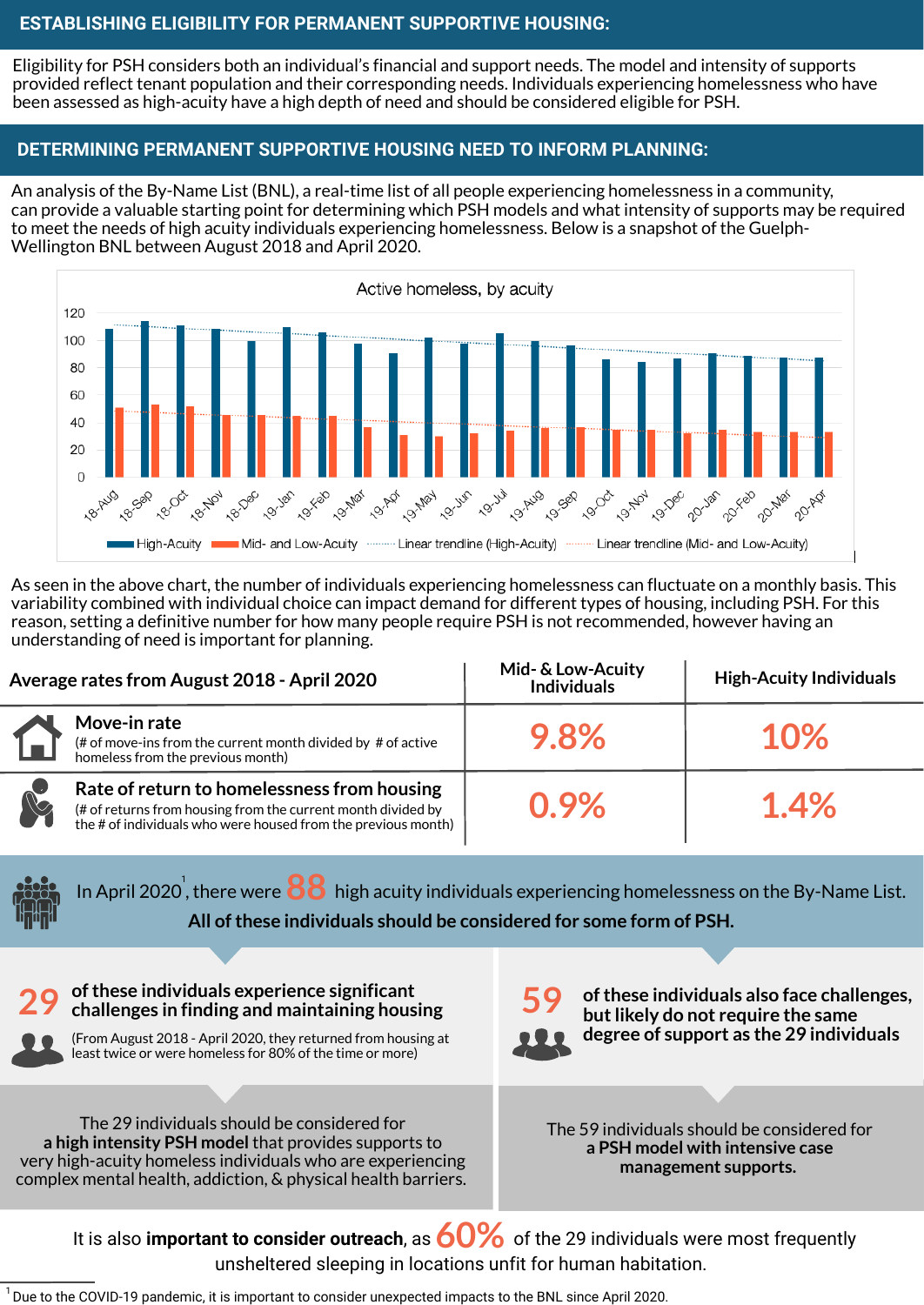## ESTABLISHING ELIGIBILITY FOR PERMANENT SUPPORTIVE HOUSING:

Eligibility for PSH considers both an individual's financial and support needs. The model and intensity of supports provided reflect tenant population and their corresponding needs. Individuals experiencing homelessness who have been assessed as high-acuity have a high depth of need and should be considered eligible for PSH.

## DETERMINING PERMANENT SUPPORTIVE HOUSING NEED TO INFORM PLANNING:

An analysis of the By-Name List (BNL), a real-time list of all people experiencing homelessness in a community, can provide a valuable starting point for determining which PSH models and what intensity of supports may be required to meet the needs of high acuity individuals experiencing homelessness. Below is a snapshot of the Guelph-Wellington BNL between August 2018 and April 2020.

Active homeless, by acuity

High-Acuity | Mid- and Low-Acuity | Linear trendline (High-Acuity) | Linear trendline (Mid- and Low-Acuity)

As seen in the above chart, the number of individuals experiencing homelessness can fluctuate on a monthly basis. This variability combined with individual choice can impact demand for different types of housing, including PSH. For this reason, setting a definitive number for how many people require PSH is not recommended, however having an understanding of need is important for planning.

| Average rates from August 2018 - April 2020 | Mid- & Low-Acuity Individuals | High-Acuity Individuals |
|---|---|---|
| **Move-in rate** (# of move-ins from the current month divided by # of active homeless from the previous month) | 9.8% | 10% |
| **Rate of return to homelessness from housing** (# of returns from housing from the current month divided by the # of individuals who were housed from the previous month) | 0.9% | 1.4% |

In April 2020[1], there were 88 high acuity individuals experiencing homelessness on the By-Name List. **All of these individuals should be considered for some form of PSH.**

**29 of these individuals experience significant challenges in finding and maintaining housing**

(From August 2018 - April 2020, they returned from housing at least twice or were homeless for 80% of the time or more)

The 29 individuals should be considered for **a high intensity PSH model** that provides supports to very high-acuity homeless individuals who are experiencing complex mental health, addiction, & physical health barriers.

**59 of these individuals also face challenges, but likely do not require the same degree of support as the 29 individuals**

The 59 individuals should be considered for **a PSH model with intensive case management supports.**

It is also **important to consider outreach**, as 60% of the 29 individuals were most frequently unsheltered sleeping in locations unfit for human habitation.

[1] Due to the COVID-19 pandemic, it is important to consider unexpected impacts to the BNL since April 2020.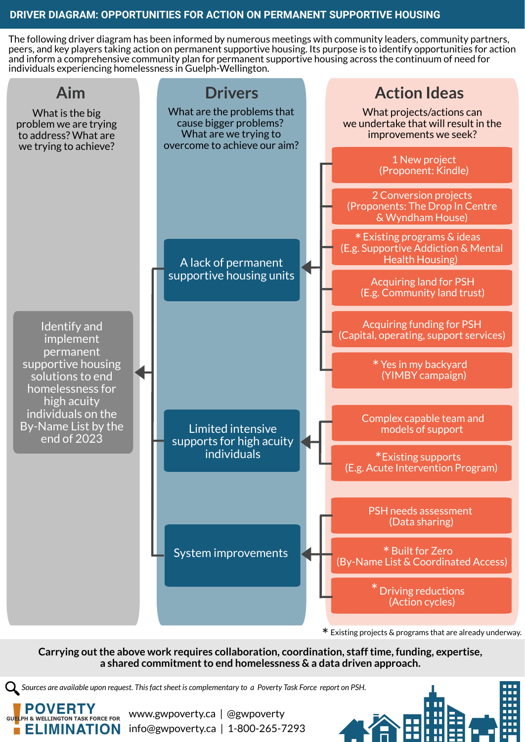# DRIVER DIAGRAM: OPPORTUNITIES FOR ACTION ON PERMANENT SUPPORTIVE HOUSING

The following driver diagram has been informed by numerous meetings with community leaders, community partners, peers, and key players taking action on permanent supportive housing. Its purpose is to identify opportunities for action and inform a comprehensive community plan for permanent supportive housing across the continuum of need for individuals experiencing homelessness in Guelph-Wellington.

## Aim

What is the big problem we are trying to address? What are we trying to achieve?

Identify and implement permanent supportive housing solutions to end homelessness for high acuity individuals on the By-Name List by the end of 2023

## Drivers

What are the problems that cause bigger problems? What are we trying to overcome to achieve our aim?

## Action Ideas

What projects/actions can we undertake that will result in the improvements we seek?

### A lack of permanent supportive housing units

- 1 New project (Proponent: Kindle)
- 2 Conversion projects (Proponents: The Drop In Centre & Wyndham House)
- * Existing programs & ideas (E.g. Supportive Addiction & Mental Health Housing)
- Acquiring land for PSH (E.g. Community land trust)
- Acquiring funding for PSH (Capital, operating, support services)
- * Yes in my backyard (YIMBY campaign)

### Limited intensive supports for high acuity individuals

- Complex capable team and models of support
- *Existing supports (E.g. Acute Intervention Program)

### System improvements

- PSH needs assessment (Data sharing)
- * Built for Zero (By-Name List & Coordinated Access)
- * Driving reductions (Action cycles)

* Existing projects & programs that are already underway.

**Carrying out the above work requires collaboration, coordination, staff time, funding, expertise, a shared commitment to end homelessness & a data driven approach.**

*Sources are available upon request. This fact sheet is complementary to a Poverty Task Force report on PSH.*

GUELPH & WELLINGTON TASK FORCE FOR POVERTY ELIMINATION

www.gwpoverty.ca | @gwpoverty
info@gwpoverty.ca | 1-800-265-7293